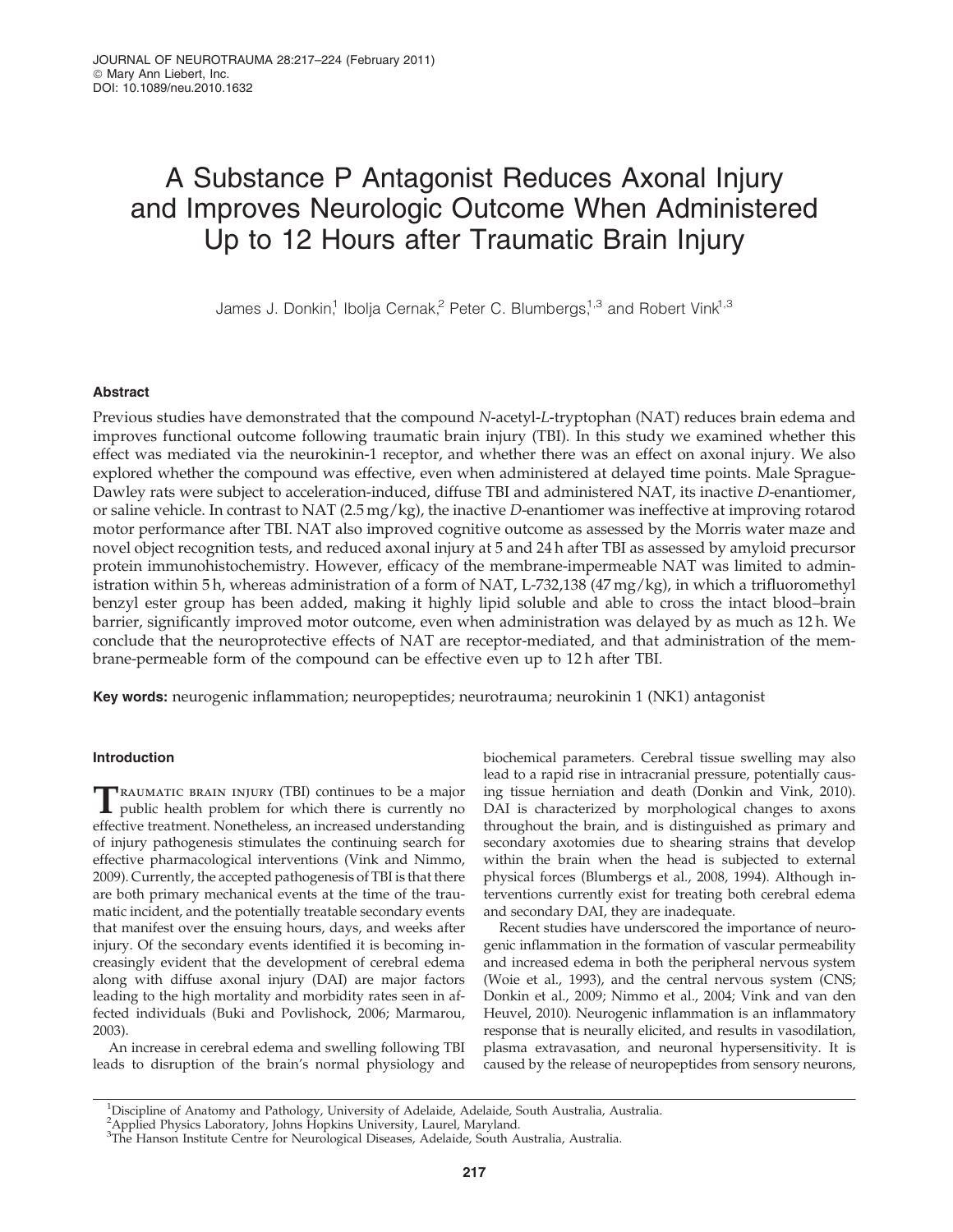# A Substance P Antagonist Reduces Axonal Injury and Improves Neurologic Outcome When Administered Up to 12 Hours after Traumatic Brain Injury

James J. Donkin,[1] Ibolja Cernak,[2] Peter C. Blumbergs,[1,3] and Robert Vink[1,3]

## Abstract

Previous studies have demonstrated that the compound *N*-acetyl-*L*-tryptophan (NAT) reduces brain edema and improves functional outcome following traumatic brain injury (TBI). In this study we examined whether this effect was mediated via the neurokinin-1 receptor, and whether there was an effect on axonal injury. We also explored whether the compound was effective, even when administered at delayed time points. Male Sprague-Dawley rats were subject to acceleration-induced, diffuse TBI and administered NAT, its inactive *D*-enantiomer, or saline vehicle. In contrast to NAT (2.5 mg/kg), the inactive *D*-enantiomer was ineffective at improving rotarod motor performance after TBI. NAT also improved cognitive outcome as assessed by the Morris water maze and novel object recognition tests, and reduced axonal injury at 5 and 24 h after TBI as assessed by amyloid precursor protein immunohistochemistry. However, efficacy of the membrane-impermeable NAT was limited to administration within 5 h, whereas administration of a form of NAT, L-732,138 (47 mg/kg), in which a trifluoromethyl benzyl ester group has been added, making it highly lipid soluble and able to cross the intact blood–brain barrier, significantly improved motor outcome, even when administration was delayed by as much as 12 h. We conclude that the neuroprotective effects of NAT are receptor-mediated, and that administration of the membrane-permeable form of the compound can be effective even up to 12 h after TBI.

**Key words:** neurogenic inflammation; neuropeptides; neurotrauma; neurokinin 1 (NK1) antagonist

## Introduction

Traumatic brain injury (TBI) continues to be a major public health problem for which there is currently no effective treatment. Nonetheless, an increased understanding of injury pathogenesis stimulates the continuing search for effective pharmacological interventions (Vink and Nimmo, 2009). Currently, the accepted pathogenesis of TBI is that there are both primary mechanical events at the time of the traumatic incident, and the potentially treatable secondary events that manifest over the ensuing hours, days, and weeks after injury. Of the secondary events identified it is becoming increasingly evident that the development of cerebral edema along with diffuse axonal injury (DAI) are major factors leading to the high mortality and morbidity rates seen in affected individuals (Buki and Povlishock, 2006; Marmarou, 2003).

An increase in cerebral edema and swelling following TBI leads to disruption of the brain's normal physiology and biochemical parameters. Cerebral tissue swelling may also lead to a rapid rise in intracranial pressure, potentially causing tissue herniation and death (Donkin and Vink, 2010). DAI is characterized by morphological changes to axons throughout the brain, and is distinguished as primary and secondary axotomies due to shearing strains that develop within the brain when the head is subjected to external physical forces (Blumbergs et al., 2008, 1994). Although interventions currently exist for treating both cerebral edema and secondary DAI, they are inadequate.

Recent studies have underscored the importance of neurogenic inflammation in the formation of vascular permeability and increased edema in both the peripheral nervous system (Woie et al., 1993), and the central nervous system (CNS; Donkin et al., 2009; Nimmo et al., 2004; Vink and van den Heuvel, 2010). Neurogenic inflammation is an inflammatory response that is neurally elicited, and results in vasodilation, plasma extravasation, and neuronal hypersensitivity. It is caused by the release of neuropeptides from sensory neurons,

[1]Discipline of Anatomy and Pathology, University of Adelaide, Adelaide, South Australia, Australia.
[2]Applied Physics Laboratory, Johns Hopkins University, Laurel, Maryland.
[3]The Hanson Institute Centre for Neurological Diseases, Adelaide, South Australia, Australia.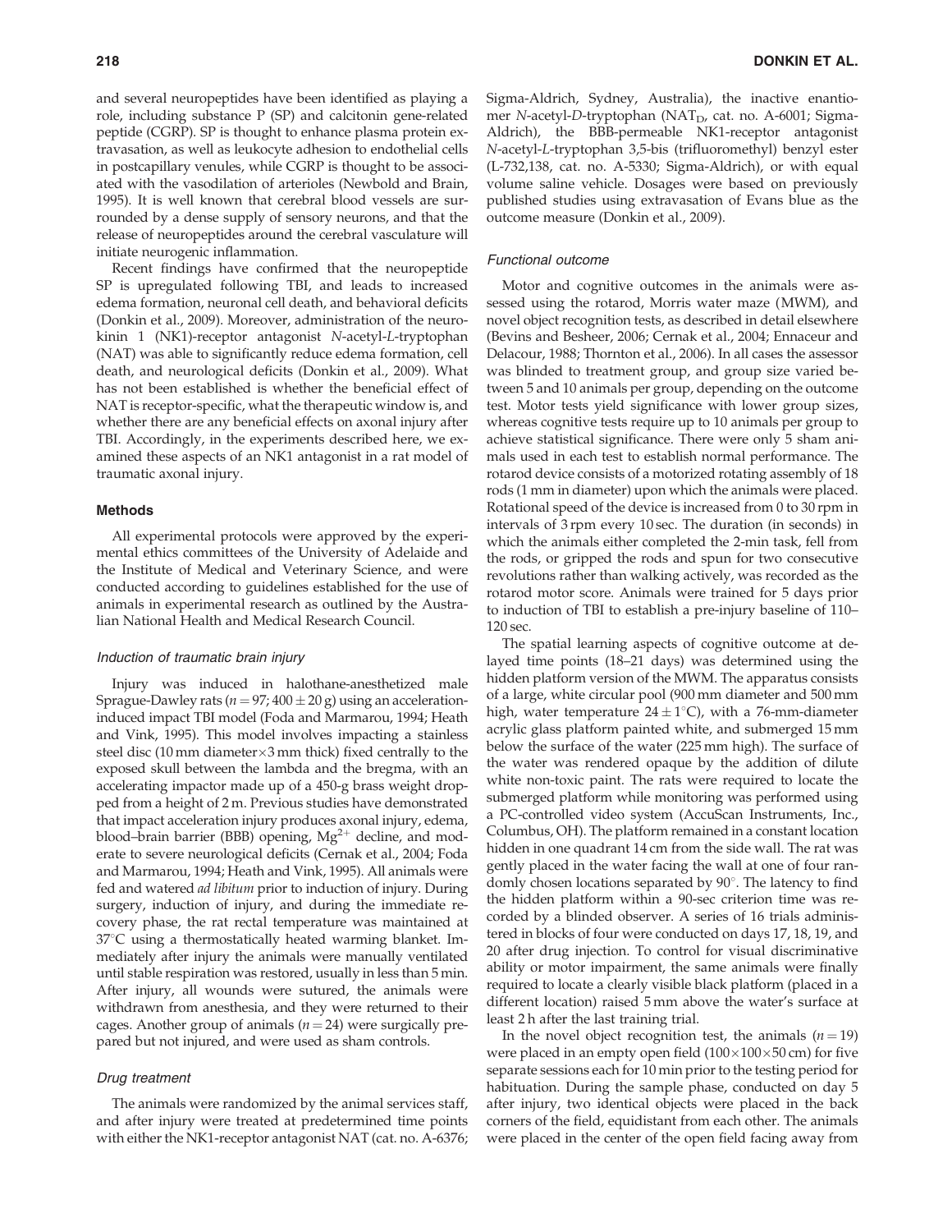and several neuropeptides have been identified as playing a role, including substance P (SP) and calcitonin gene-related peptide (CGRP). SP is thought to enhance plasma protein extravasation, as well as leukocyte adhesion to endothelial cells in postcapillary venules, while CGRP is thought to be associated with the vasodilation of arterioles (Newbold and Brain, 1995). It is well known that cerebral blood vessels are surrounded by a dense supply of sensory neurons, and that the release of neuropeptides around the cerebral vasculature will initiate neurogenic inflammation.

Recent findings have confirmed that the neuropeptide SP is upregulated following TBI, and leads to increased edema formation, neuronal cell death, and behavioral deficits (Donkin et al., 2009). Moreover, administration of the neurokinin 1 (NK1)-receptor antagonist *N*-acetyl-*L*-tryptophan (NAT) was able to significantly reduce edema formation, cell death, and neurological deficits (Donkin et al., 2009). What has not been established is whether the beneficial effect of NAT is receptor-specific, what the therapeutic window is, and whether there are any beneficial effects on axonal injury after TBI. Accordingly, in the experiments described here, we examined these aspects of an NK1 antagonist in a rat model of traumatic axonal injury.

## Methods

All experimental protocols were approved by the experimental ethics committees of the University of Adelaide and the Institute of Medical and Veterinary Science, and were conducted according to guidelines established for the use of animals in experimental research as outlined by the Australian National Health and Medical Research Council.

### *Induction of traumatic brain injury*

Injury was induced in halothane-anesthetized male Sprague-Dawley rats ($n = 97$; $400 \pm 20$ g) using an acceleration-induced impact TBI model (Foda and Marmarou, 1994; Heath and Vink, 1995). This model involves impacting a stainless steel disc (10 mm diameter×3 mm thick) fixed centrally to the exposed skull between the lambda and the bregma, with an accelerating impactor made up of a 450-g brass weight dropped from a height of 2 m. Previous studies have demonstrated that impact acceleration injury produces axonal injury, edema, blood–brain barrier (BBB) opening, $Mg^{2+}$ decline, and moderate to severe neurological deficits (Cernak et al., 2004; Foda and Marmarou, 1994; Heath and Vink, 1995). All animals were fed and watered *ad libitum* prior to induction of injury. During surgery, induction of injury, and during the immediate recovery phase, the rat rectal temperature was maintained at 37°C using a thermostatically heated warming blanket. Immediately after injury the animals were manually ventilated until stable respiration was restored, usually in less than 5 min. After injury, all wounds were sutured, the animals were withdrawn from anesthesia, and they were returned to their cages. Another group of animals ($n = 24$) were surgically prepared but not injured, and were used as sham controls.

### *Drug treatment*

The animals were randomized by the animal services staff, and after injury were treated at predetermined time points with either the NK1-receptor antagonist NAT (cat. no. A-6376; Sigma-Aldrich, Sydney, Australia), the inactive enantiomer *N*-acetyl-*D*-tryptophan ($NAT_D$, cat. no. A-6001; Sigma-Aldrich), the BBB-permeable NK1-receptor antagonist *N*-acetyl-*L*-tryptophan 3,5-bis (trifluoromethyl) benzyl ester (L-732,138, cat. no. A-5330; Sigma-Aldrich), or with equal volume saline vehicle. Dosages were based on previously published studies using extravasation of Evans blue as the outcome measure (Donkin et al., 2009).

### *Functional outcome*

Motor and cognitive outcomes in the animals were assessed using the rotarod, Morris water maze (MWM), and novel object recognition tests, as described in detail elsewhere (Bevins and Besheer, 2006; Cernak et al., 2004; Ennaceur and Delacour, 1988; Thornton et al., 2006). In all cases the assessor was blinded to treatment group, and group size varied between 5 and 10 animals per group, depending on the outcome test. Motor tests yield significance with lower group sizes, whereas cognitive tests require up to 10 animals per group to achieve statistical significance. There were only 5 sham animals used in each test to establish normal performance. The rotarod device consists of a motorized rotating assembly of 18 rods (1 mm in diameter) upon which the animals were placed. Rotational speed of the device is increased from 0 to 30 rpm in intervals of 3 rpm every 10 sec. The duration (in seconds) in which the animals either completed the 2-min task, fell from the rods, or gripped the rods and spun for two consecutive revolutions rather than walking actively, was recorded as the rotarod motor score. Animals were trained for 5 days prior to induction of TBI to establish a pre-injury baseline of 110–120 sec.

The spatial learning aspects of cognitive outcome at delayed time points (18–21 days) was determined using the hidden platform version of the MWM. The apparatus consists of a large, white circular pool (900 mm diameter and 500 mm high, water temperature $24 \pm 1$°C), with a 76-mm-diameter acrylic glass platform painted white, and submerged 15 mm below the surface of the water (225 mm high). The surface of the water was rendered opaque by the addition of dilute white non-toxic paint. The rats were required to locate the submerged platform while monitoring was performed using a PC-controlled video system (AccuScan Instruments, Inc., Columbus, OH). The platform remained in a constant location hidden in one quadrant 14 cm from the side wall. The rat was gently placed in the water facing the wall at one of four randomly chosen locations separated by 90°. The latency to find the hidden platform within a 90-sec criterion time was recorded by a blinded observer. A series of 16 trials administered in blocks of four were conducted on days 17, 18, 19, and 20 after drug injection. To control for visual discriminative ability or motor impairment, the same animals were finally required to locate a clearly visible black platform (placed in a different location) raised 5 mm above the water's surface at least 2 h after the last training trial.

In the novel object recognition test, the animals ($n = 19$) were placed in an empty open field (100×100×50 cm) for five separate sessions each for 10 min prior to the testing period for habituation. During the sample phase, conducted on day 5 after injury, two identical objects were placed in the back corners of the field, equidistant from each other. The animals were placed in the center of the open field facing away from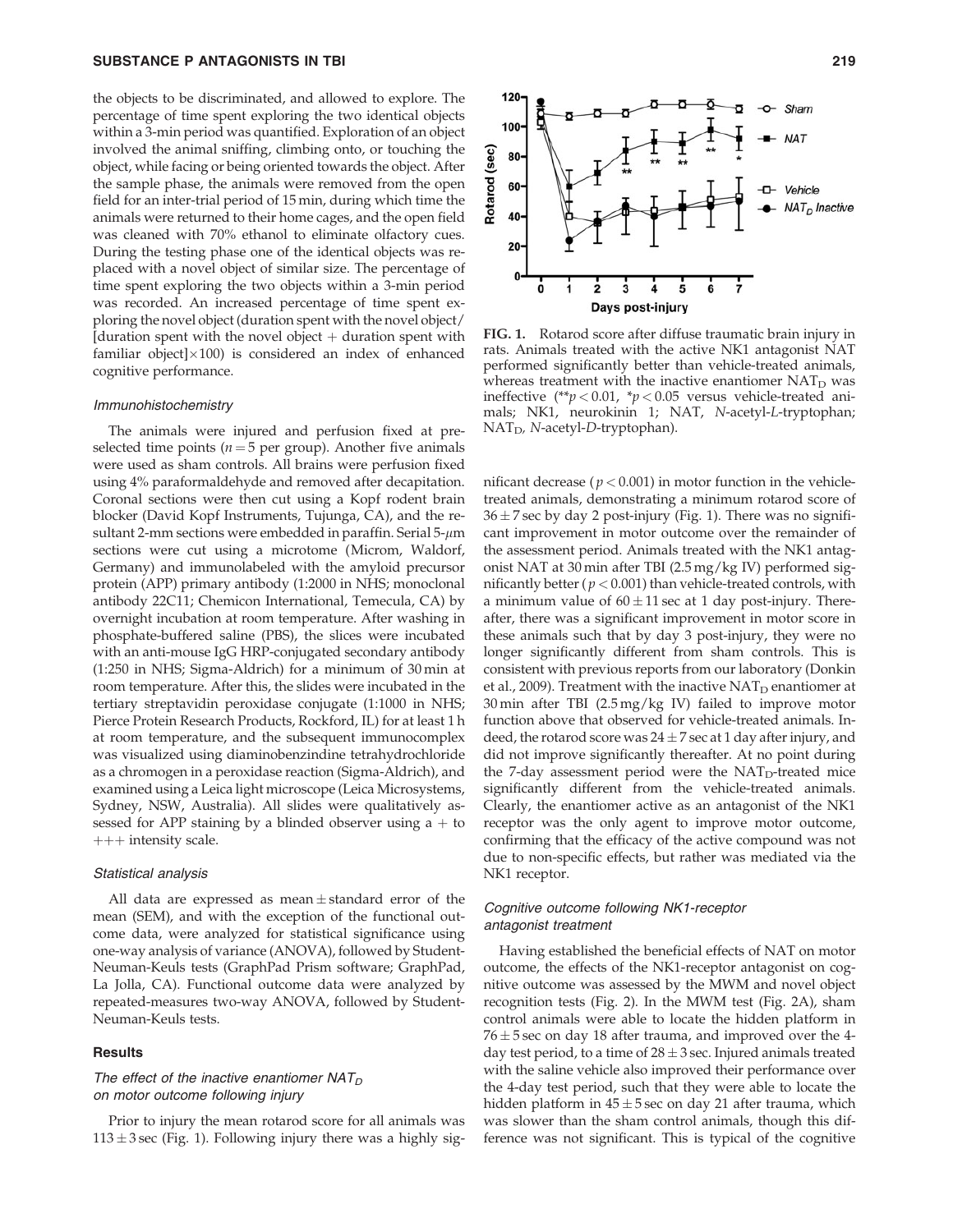the objects to be discriminated, and allowed to explore. The percentage of time spent exploring the two identical objects within a 3-min period was quantified. Exploration of an object involved the animal sniffing, climbing onto, or touching the object, while facing or being oriented towards the object. After the sample phase, the animals were removed from the open field for an inter-trial period of 15 min, during which time the animals were returned to their home cages, and the open field was cleaned with 70% ethanol to eliminate olfactory cues. During the testing phase one of the identical objects was replaced with a novel object of similar size. The percentage of time spent exploring the two objects within a 3-min period was recorded. An increased percentage of time spent exploring the novel object (duration spent with the novel object/[duration spent with the novel object + duration spent with familiar object]×100) is considered an index of enhanced cognitive performance.

### Immunohistochemistry

The animals were injured and perfusion fixed at preselected time points ($n = 5$ per group). Another five animals were used as sham controls. All brains were perfusion fixed using 4% paraformaldehyde and removed after decapitation. Coronal sections were then cut using a Kopf rodent brain blocker (David Kopf Instruments, Tujunga, CA), and the resultant 2-mm sections were embedded in paraffin. Serial 5-$\mu$m sections were cut using a microtome (Microm, Waldorf, Germany) and immunolabeled with the amyloid precursor protein (APP) primary antibody (1:2000 in NHS; monoclonal antibody 22C11; Chemicon International, Temecula, CA) by overnight incubation at room temperature. After washing in phosphate-buffered saline (PBS), the slices were incubated with an anti-mouse IgG HRP-conjugated secondary antibody (1:250 in NHS; Sigma-Aldrich) for a minimum of 30 min at room temperature. After this, the slides were incubated in the tertiary streptavidin peroxidase conjugate (1:1000 in NHS; Pierce Protein Research Products, Rockford, IL) for at least 1 h at room temperature, and the subsequent immunocomplex was visualized using diaminobenzindine tetrahydrochloride as a chromogen in a peroxidase reaction (Sigma-Aldrich), and examined using a Leica light microscope (Leica Microsystems, Sydney, NSW, Australia). All slides were qualitatively assessed for APP staining by a blinded observer using a + to +++ intensity scale.

### Statistical analysis

All data are expressed as mean ± standard error of the mean (SEM), and with the exception of the functional outcome data, were analyzed for statistical significance using one-way analysis of variance (ANOVA), followed by Student-Neuman-Keuls tests (GraphPad Prism software; GraphPad, La Jolla, CA). Functional outcome data were analyzed by repeated-measures two-way ANOVA, followed by Student-Neuman-Keuls tests.

## Results

### The effect of the inactive enantiomer $NAT_D$ on motor outcome following injury

Prior to injury the mean rotarod score for all animals was 113 ± 3 sec (Fig. 1). Following injury there was a highly significant decrease ($p < 0.001$) in motor function in the vehicle-treated animals, demonstrating a minimum rotarod score of 36 ± 7 sec by day 2 post-injury (Fig. 1). There was no significant improvement in motor outcome over the remainder of the assessment period. Animals treated with the NK1 antagonist NAT at 30 min after TBI (2.5 mg/kg IV) performed significantly better ($p < 0.001$) than vehicle-treated controls, with a minimum value of 60 ± 11 sec at 1 day post-injury. Thereafter, there was a significant improvement in motor score in these animals such that by day 3 post-injury, they were no longer significantly different from sham controls. This is consistent with previous reports from our laboratory (Donkin et al., 2009). Treatment with the inactive $NAT_D$ enantiomer at 30 min after TBI (2.5 mg/kg IV) failed to improve motor function above that observed for vehicle-treated animals. Indeed, the rotarod score was 24 ± 7 sec at 1 day after injury, and did not improve significantly thereafter. At no point during the 7-day assessment period were the $NAT_D$-treated mice significantly different from the vehicle-treated animals. Clearly, the enantiomer active as an antagonist of the NK1 receptor was the only agent to improve motor outcome, confirming that the efficacy of the active compound was not due to non-specific effects, but rather was mediated via the NK1 receptor.

**FIG. 1.** Rotarod score after diffuse traumatic brain injury in rats. Animals treated with the active NK1 antagonist NAT performed significantly better than vehicle-treated animals, whereas treatment with the inactive enantiomer $NAT_D$ was ineffective (**$p < 0.01$, *$p < 0.05$ versus vehicle-treated animals; NK1, neurokinin 1; NAT, *N*-acetyl-*L*-tryptophan; $NAT_D$, *N*-acetyl-*D*-tryptophan).

### Cognitive outcome following NK1-receptor antagonist treatment

Having established the beneficial effects of NAT on motor outcome, the effects of the NK1-receptor antagonist on cognitive outcome was assessed by the MWM and novel object recognition tests (Fig. 2). In the MWM test (Fig. 2A), sham control animals were able to locate the hidden platform in 76 ± 5 sec on day 18 after trauma, and improved over the 4-day test period, to a time of 28 ± 3 sec. Injured animals treated with the saline vehicle also improved their performance over the 4-day test period, such that they were able to locate the hidden platform in 45 ± 5 sec on day 21 after trauma, which was slower than the sham control animals, though this difference was not significant. This is typical of the cognitive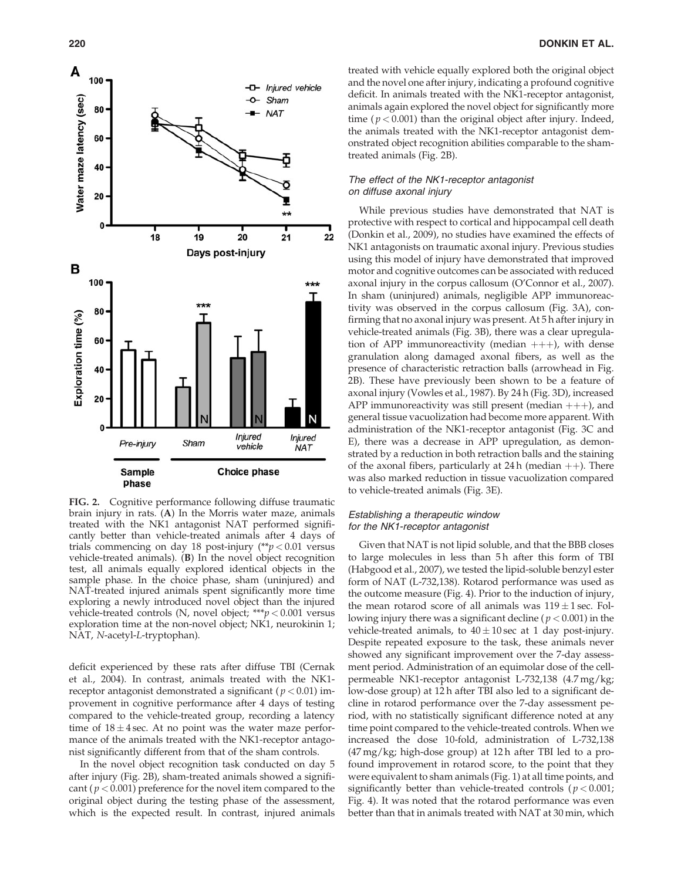**FIG. 2.** Cognitive performance following diffuse traumatic brain injury in rats. (**A**) In the Morris water maze, animals treated with the NK1 antagonist NAT performed significantly better than vehicle-treated animals after 4 days of trials commencing on day 18 post-injury (**$p < 0.01$ versus vehicle-treated animals). (**B**) In the novel object recognition test, all animals equally explored identical objects in the sample phase. In the choice phase, sham (uninjured) and NAT-treated injured animals spent significantly more time exploring a newly introduced novel object than the injured vehicle-treated controls (N, novel object; ***$p < 0.001$ versus exploration time at the non-novel object; NK1, neurokinin 1; NAT, *N*-acetyl-*L*-tryptophan).

deficit experienced by these rats after diffuse TBI (Cernak et al., 2004). In contrast, animals treated with the NK1-receptor antagonist demonstrated a significant ($p < 0.01$) improvement in cognitive performance after 4 days of testing compared to the vehicle-treated group, recording a latency time of $18 \pm 4$ sec. At no point was the water maze performance of the animals treated with the NK1-receptor antagonist significantly different from that of the sham controls.

In the novel object recognition task conducted on day 5 after injury (Fig. 2B), sham-treated animals showed a significant ($p < 0.001$) preference for the novel item compared to the original object during the testing phase of the assessment, which is the expected result. In contrast, injured animals treated with vehicle equally explored both the original object and the novel one after injury, indicating a profound cognitive deficit. In animals treated with the NK1-receptor antagonist, animals again explored the novel object for significantly more time ($p < 0.001$) than the original object after injury. Indeed, the animals treated with the NK1-receptor antagonist demonstrated object recognition abilities comparable to the sham-treated animals (Fig. 2B).

### *The effect of the NK1-receptor antagonist on diffuse axonal injury*

While previous studies have demonstrated that NAT is protective with respect to cortical and hippocampal cell death (Donkin et al., 2009), no studies have examined the effects of NK1 antagonists on traumatic axonal injury. Previous studies using this model of injury have demonstrated that improved motor and cognitive outcomes can be associated with reduced axonal injury in the corpus callosum (O'Connor et al., 2007). In sham (uninjured) animals, negligible APP immunoreactivity was observed in the corpus callosum (Fig. 3A), confirming that no axonal injury was present. At 5 h after injury in vehicle-treated animals (Fig. 3B), there was a clear upregulation of APP immunoreactivity (median +++), with dense granulation along damaged axonal fibers, as well as the presence of characteristic retraction balls (arrowhead in Fig. 2B). These have previously been shown to be a feature of axonal injury (Vowles et al., 1987). By 24 h (Fig. 3D), increased APP immunoreactivity was still present (median +++), and general tissue vacuolization had become more apparent. With administration of the NK1-receptor antagonist (Fig. 3C and E), there was a decrease in APP upregulation, as demonstrated by a reduction in both retraction balls and the staining of the axonal fibers, particularly at 24 h (median ++). There was also marked reduction in tissue vacuolization compared to vehicle-treated animals (Fig. 3E).

### *Establishing a therapeutic window for the NK1-receptor antagonist*

Given that NAT is not lipid soluble, and that the BBB closes to large molecules in less than 5 h after this form of TBI (Habgood et al., 2007), we tested the lipid-soluble benzyl ester form of NAT (L-732,138). Rotarod performance was used as the outcome measure (Fig. 4). Prior to the induction of injury, the mean rotarod score of all animals was $119 \pm 1$ sec. Following injury there was a significant decline ($p < 0.001$) in the vehicle-treated animals, to $40 \pm 10$ sec at 1 day post-injury. Despite repeated exposure to the task, these animals never showed any significant improvement over the 7-day assessment period. Administration of an equimolar dose of the cell-permeable NK1-receptor antagonist L-732,138 (4.7 mg/kg; low-dose group) at 12 h after TBI also led to a significant decline in rotarod performance over the 7-day assessment period, with no statistically significant difference noted at any time point compared to the vehicle-treated controls. When we increased the dose 10-fold, administration of L-732,138 (47 mg/kg; high-dose group) at 12 h after TBI led to a profound improvement in rotarod score, to the point that they were equivalent to sham animals (Fig. 1) at all time points, and significantly better than vehicle-treated controls ($p < 0.001$; Fig. 4). It was noted that the rotarod performance was even better than that in animals treated with NAT at 30 min, which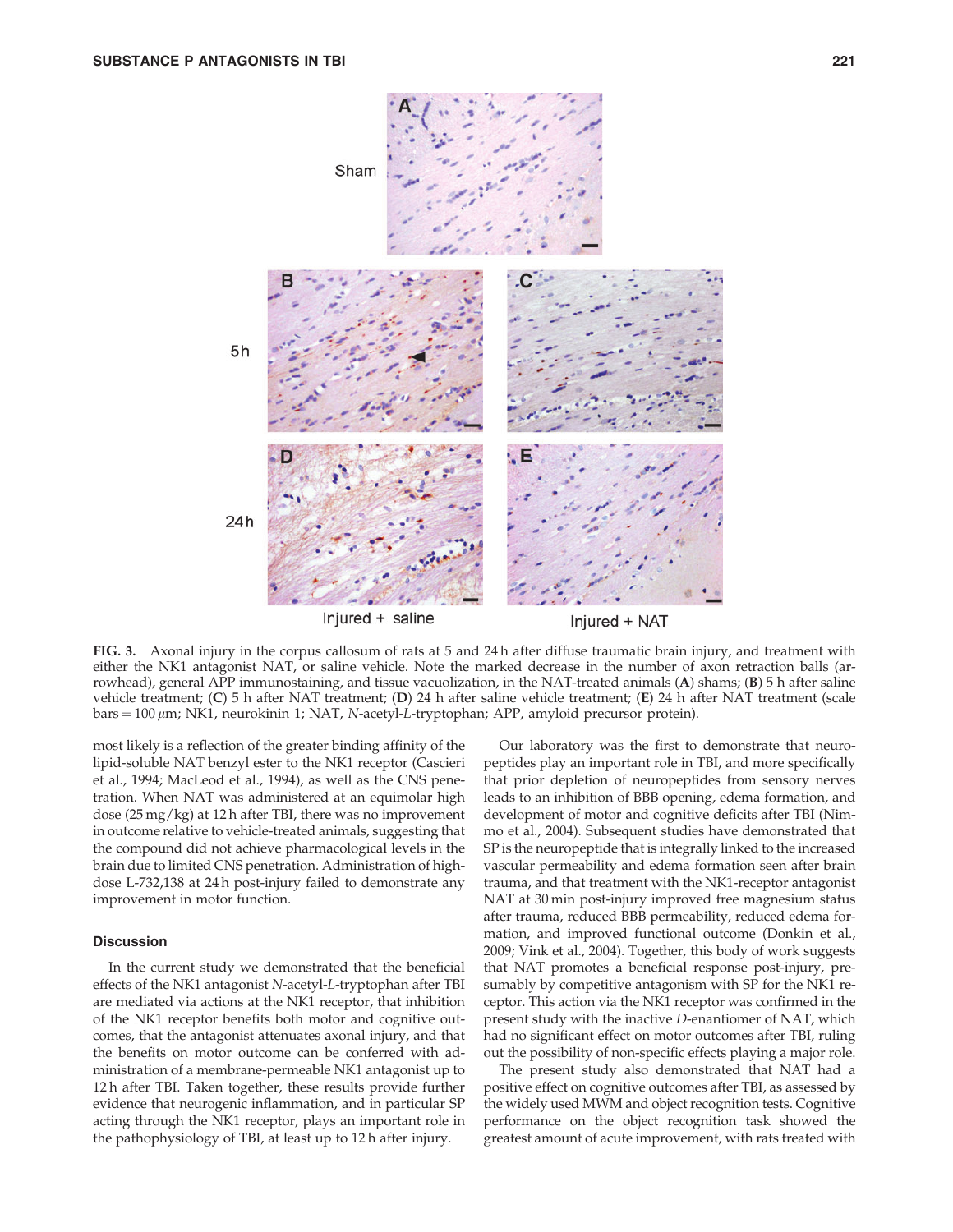FIG. 3. Axonal injury in the corpus callosum of rats at 5 and 24 h after diffuse traumatic brain injury, and treatment with either the NK1 antagonist NAT, or saline vehicle. Note the marked decrease in the number of axon retraction balls (arrowhead), general APP immunostaining, and tissue vacuolization, in the NAT-treated animals (**A**) shams; (**B**) 5 h after saline vehicle treatment; (**C**) 5 h after NAT treatment; (**D**) 24 h after saline vehicle treatment; (**E**) 24 h after NAT treatment (scale bars = 100 $\mu$m; NK1, neurokinin 1; NAT, *N*-acetyl-*L*-tryptophan; APP, amyloid precursor protein).

most likely is a reflection of the greater binding affinity of the lipid-soluble NAT benzyl ester to the NK1 receptor (Cascieri et al., 1994; MacLeod et al., 1994), as well as the CNS penetration. When NAT was administered at an equimolar high dose (25 mg/kg) at 12 h after TBI, there was no improvement in outcome relative to vehicle-treated animals, suggesting that the compound did not achieve pharmacological levels in the brain due to limited CNS penetration. Administration of high-dose L-732,138 at 24 h post-injury failed to demonstrate any improvement in motor function.

## Discussion

In the current study we demonstrated that the beneficial effects of the NK1 antagonist *N*-acetyl-*L*-tryptophan after TBI are mediated via actions at the NK1 receptor, that inhibition of the NK1 receptor benefits both motor and cognitive outcomes, that the antagonist attenuates axonal injury, and that the benefits on motor outcome can be conferred with administration of a membrane-permeable NK1 antagonist up to 12 h after TBI. Taken together, these results provide further evidence that neurogenic inflammation, and in particular SP acting through the NK1 receptor, plays an important role in the pathophysiology of TBI, at least up to 12 h after injury.

Our laboratory was the first to demonstrate that neuropeptides play an important role in TBI, and more specifically that prior depletion of neuropeptides from sensory nerves leads to an inhibition of BBB opening, edema formation, and development of motor and cognitive deficits after TBI (Nimmo et al., 2004). Subsequent studies have demonstrated that SP is the neuropeptide that is integrally linked to the increased vascular permeability and edema formation seen after brain trauma, and that treatment with the NK1-receptor antagonist NAT at 30 min post-injury improved free magnesium status after trauma, reduced BBB permeability, reduced edema formation, and improved functional outcome (Donkin et al., 2009; Vink et al., 2004). Together, this body of work suggests that NAT promotes a beneficial response post-injury, presumably by competitive antagonism with SP for the NK1 receptor. This action via the NK1 receptor was confirmed in the present study with the inactive *D*-enantiomer of NAT, which had no significant effect on motor outcomes after TBI, ruling out the possibility of non-specific effects playing a major role.

The present study also demonstrated that NAT had a positive effect on cognitive outcomes after TBI, as assessed by the widely used MWM and object recognition tests. Cognitive performance on the object recognition task showed the greatest amount of acute improvement, with rats treated with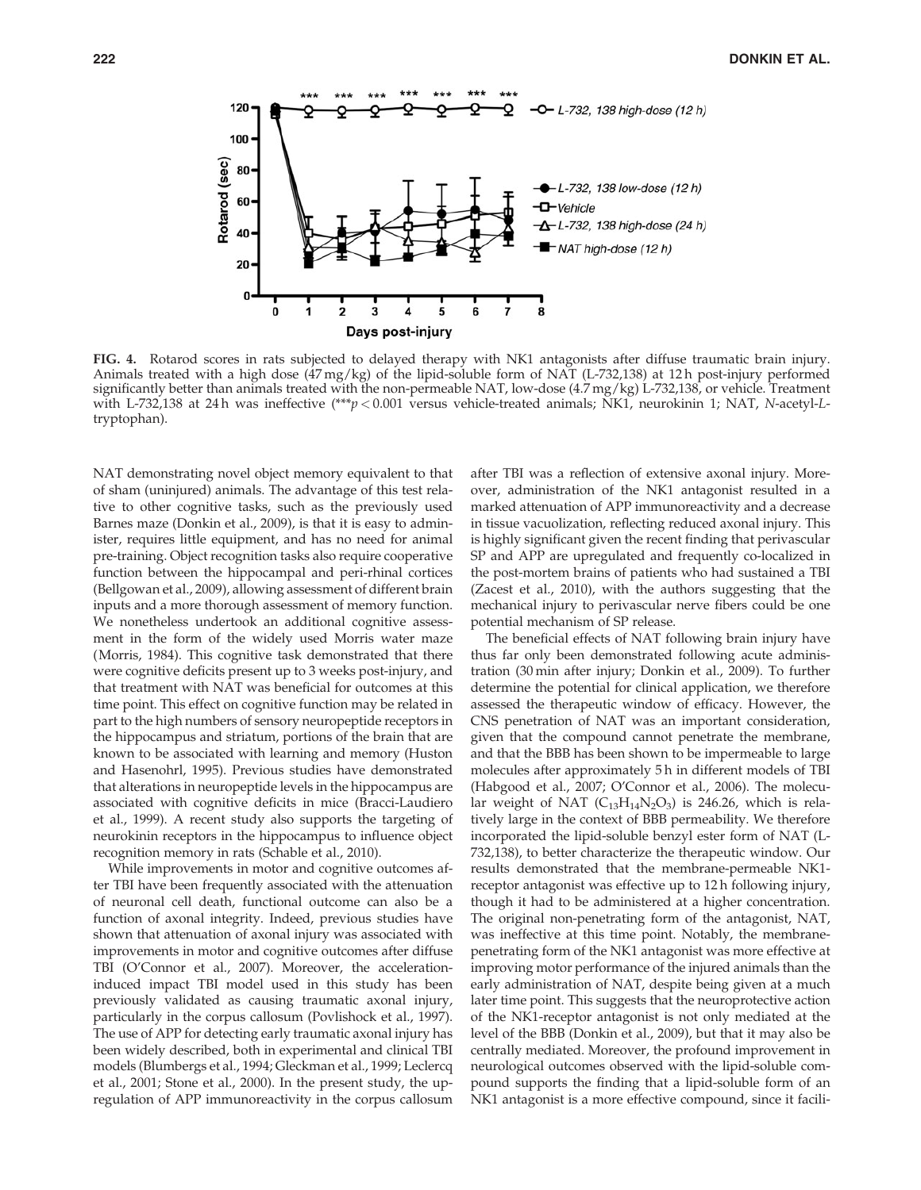FIG. 4. Rotarod scores in rats subjected to delayed therapy with NK1 antagonists after diffuse traumatic brain injury. Animals treated with a high dose (47 mg/kg) of the lipid-soluble form of NAT (L-732,138) at 12 h post-injury performed significantly better than animals treated with the non-permeable NAT, low-dose (4.7 mg/kg) L-732,138, or vehicle. Treatment with L-732,138 at 24 h was ineffective (***$p < 0.001$ versus vehicle-treated animals; NK1, neurokinin 1; NAT, *N*-acetyl-*L*-tryptophan).

NAT demonstrating novel object memory equivalent to that of sham (uninjured) animals. The advantage of this test relative to other cognitive tasks, such as the previously used Barnes maze (Donkin et al., 2009), is that it is easy to administer, requires little equipment, and has no need for animal pre-training. Object recognition tasks also require cooperative function between the hippocampal and peri-rhinal cortices (Bellgowan et al., 2009), allowing assessment of different brain inputs and a more thorough assessment of memory function. We nonetheless undertook an additional cognitive assessment in the form of the widely used Morris water maze (Morris, 1984). This cognitive task demonstrated that there were cognitive deficits present up to 3 weeks post-injury, and that treatment with NAT was beneficial for outcomes at this time point. This effect on cognitive function may be related in part to the high numbers of sensory neuropeptide receptors in the hippocampus and striatum, portions of the brain that are known to be associated with learning and memory (Huston and Hasenohrl, 1995). Previous studies have demonstrated that alterations in neuropeptide levels in the hippocampus are associated with cognitive deficits in mice (Bracci-Laudiero et al., 1999). A recent study also supports the targeting of neurokinin receptors in the hippocampus to influence object recognition memory in rats (Schable et al., 2010).

While improvements in motor and cognitive outcomes after TBI have been frequently associated with the attenuation of neuronal cell death, functional outcome can also be a function of axonal integrity. Indeed, previous studies have shown that attenuation of axonal injury was associated with improvements in motor and cognitive outcomes after diffuse TBI (O'Connor et al., 2007). Moreover, the acceleration-induced impact TBI model used in this study has been previously validated as causing traumatic axonal injury, particularly in the corpus callosum (Povlishock et al., 1997). The use of APP for detecting early traumatic axonal injury has been widely described, both in experimental and clinical TBI models (Blumbergs et al., 1994; Gleckman et al., 1999; Leclercq et al., 2001; Stone et al., 2000). In the present study, the upregulation of APP immunoreactivity in the corpus callosum after TBI was a reflection of extensive axonal injury. Moreover, administration of the NK1 antagonist resulted in a marked attenuation of APP immunoreactivity and a decrease in tissue vacuolization, reflecting reduced axonal injury. This is highly significant given the recent finding that perivascular SP and APP are upregulated and frequently co-localized in the post-mortem brains of patients who had sustained a TBI (Zacest et al., 2010), with the authors suggesting that the mechanical injury to perivascular nerve fibers could be one potential mechanism of SP release.

The beneficial effects of NAT following brain injury have thus far only been demonstrated following acute administration (30 min after injury; Donkin et al., 2009). To further determine the potential for clinical application, we therefore assessed the therapeutic window of efficacy. However, the CNS penetration of NAT was an important consideration, given that the compound cannot penetrate the membrane, and that the BBB has been shown to be impermeable to large molecules after approximately 5 h in different models of TBI (Habgood et al., 2007; O'Connor et al., 2006). The molecular weight of NAT ($C_{13}H_{14}N_2O_3$) is 246.26, which is relatively large in the context of BBB permeability. We therefore incorporated the lipid-soluble benzyl ester form of NAT (L-732,138), to better characterize the therapeutic window. Our results demonstrated that the membrane-permeable NK1-receptor antagonist was effective up to 12 h following injury, though it had to be administered at a higher concentration. The original non-penetrating form of the antagonist, NAT, was ineffective at this time point. Notably, the membrane-penetrating form of the NK1 antagonist was more effective at improving motor performance of the injured animals than the early administration of NAT, despite being given at a much later time point. This suggests that the neuroprotective action of the NK1-receptor antagonist is not only mediated at the level of the BBB (Donkin et al., 2009), but that it may also be centrally mediated. Moreover, the profound improvement in neurological outcomes observed with the lipid-soluble compound supports the finding that a lipid-soluble form of an NK1 antagonist is a more effective compound, since it facili-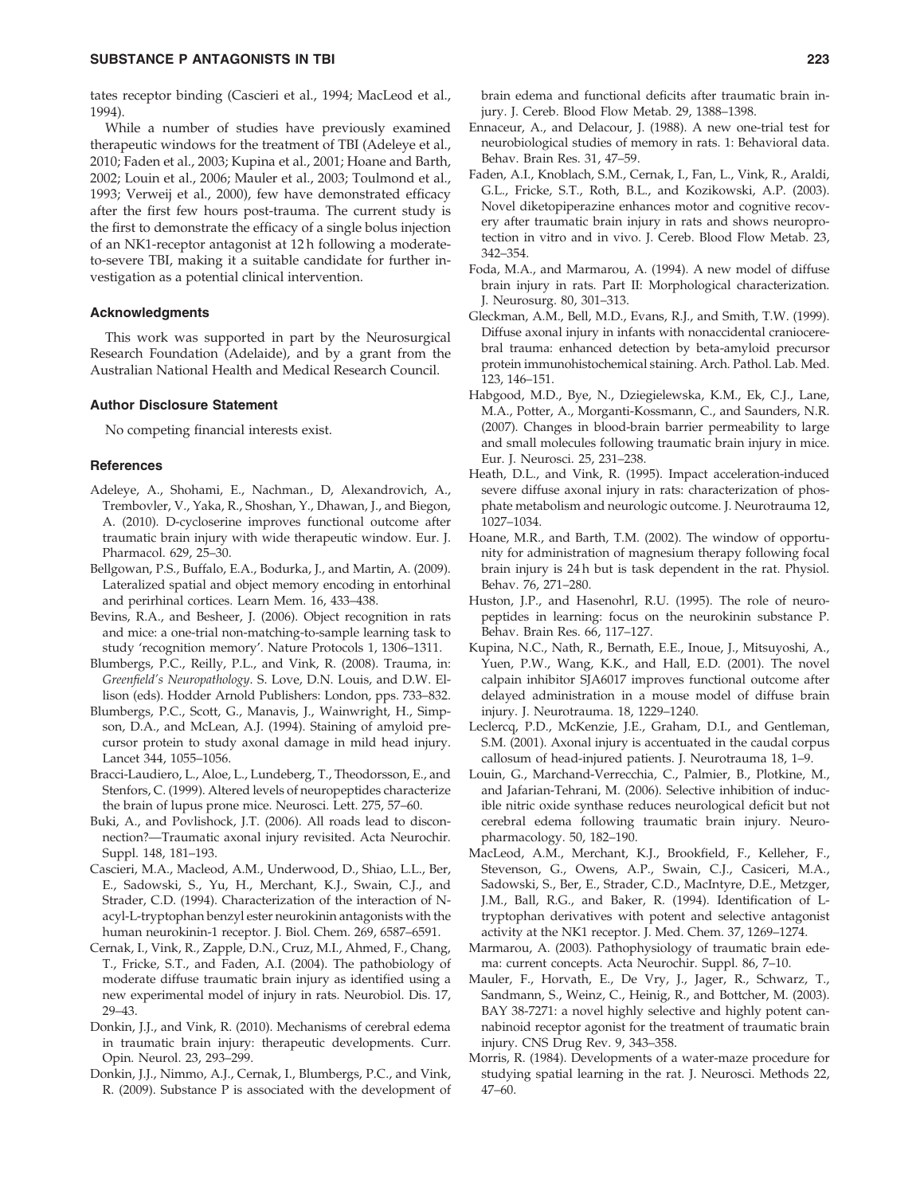tates receptor binding (Cascieri et al., 1994; MacLeod et al., 1994).

While a number of studies have previously examined therapeutic windows for the treatment of TBI (Adeleye et al., 2010; Faden et al., 2003; Kupina et al., 2001; Hoane and Barth, 2002; Louin et al., 2006; Mauler et al., 2003; Toulmond et al., 1993; Verweij et al., 2000), few have demonstrated efficacy after the first few hours post-trauma. The current study is the first to demonstrate the efficacy of a single bolus injection of an NK1-receptor antagonist at 12 h following a moderate-to-severe TBI, making it a suitable candidate for further investigation as a potential clinical intervention.

### Acknowledgments

This work was supported in part by the Neurosurgical Research Foundation (Adelaide), and by a grant from the Australian National Health and Medical Research Council.

### Author Disclosure Statement

No competing financial interests exist.

### References

Adeleye, A., Shohami, E., Nachman., D, Alexandrovich, A., Trembovler, V., Yaka, R., Shoshan, Y., Dhawan, J., and Biegon, A. (2010). D-cycloserine improves functional outcome after traumatic brain injury with wide therapeutic window. Eur. J. Pharmacol. 629, 25–30.

Bellgowan, P.S., Buffalo, E.A., Bodurka, J., and Martin, A. (2009). Lateralized spatial and object memory encoding in entorhinal and perirhinal cortices. Learn Mem. 16, 433–438.

Bevins, R.A., and Besheer, J. (2006). Object recognition in rats and mice: a one-trial non-matching-to-sample learning task to study 'recognition memory'. Nature Protocols 1, 1306–1311.

Blumbergs, P.C., Reilly, P.L., and Vink, R. (2008). Trauma, in: *Greenfield's Neuropathology*. S. Love, D.N. Louis, and D.W. Ellison (eds). Hodder Arnold Publishers: London, pps. 733–832.

Blumbergs, P.C., Scott, G., Manavis, J., Wainwright, H., Simpson, D.A., and McLean, A.J. (1994). Staining of amyloid precursor protein to study axonal damage in mild head injury. Lancet 344, 1055–1056.

Bracci-Laudiero, L., Aloe, L., Lundeberg, T., Theodorsson, E., and Stenfors, C. (1999). Altered levels of neuropeptides characterize the brain of lupus prone mice. Neurosci. Lett. 275, 57–60.

Buki, A., and Povlishock, J.T. (2006). All roads lead to disconnection?—Traumatic axonal injury revisited. Acta Neurochir. Suppl. 148, 181–193.

Cascieri, M.A., Macleod, A.M., Underwood, D., Shiao, L.L., Ber, E., Sadowski, S., Yu, H., Merchant, K.J., Swain, C.J., and Strader, C.D. (1994). Characterization of the interaction of N-acyl-L-tryptophan benzyl ester neurokinin antagonists with the human neurokinin-1 receptor. J. Biol. Chem. 269, 6587–6591.

Cernak, I., Vink, R., Zapple, D.N., Cruz, M.I., Ahmed, F., Chang, T., Fricke, S.T., and Faden, A.I. (2004). The pathobiology of moderate diffuse traumatic brain injury as identified using a new experimental model of injury in rats. Neurobiol. Dis. 17, 29–43.

Donkin, J.J., and Vink, R. (2010). Mechanisms of cerebral edema in traumatic brain injury: therapeutic developments. Curr. Opin. Neurol. 23, 293–299.

Donkin, J.J., Nimmo, A.J., Cernak, I., Blumbergs, P.C., and Vink, R. (2009). Substance P is associated with the development of brain edema and functional deficits after traumatic brain injury. J. Cereb. Blood Flow Metab. 29, 1388–1398.

Ennaceur, A., and Delacour, J. (1988). A new one-trial test for neurobiological studies of memory in rats. 1: Behavioral data. Behav. Brain Res. 31, 47–59.

Faden, A.I., Knoblach, S.M., Cernak, I., Fan, L., Vink, R., Araldi, G.L., Fricke, S.T., Roth, B.L., and Kozikowski, A.P. (2003). Novel diketopiperazine enhances motor and cognitive recovery after traumatic brain injury in rats and shows neuroprotection in vitro and in vivo. J. Cereb. Blood Flow Metab. 23, 342–354.

Foda, M.A., and Marmarou, A. (1994). A new model of diffuse brain injury in rats. Part II: Morphological characterization. J. Neurosurg. 80, 301–313.

Gleckman, A.M., Bell, M.D., Evans, R.J., and Smith, T.W. (1999). Diffuse axonal injury in infants with nonaccidental craniocerebral trauma: enhanced detection by beta-amyloid precursor protein immunohistochemical staining. Arch. Pathol. Lab. Med. 123, 146–151.

Habgood, M.D., Bye, N., Dziegielewska, K.M., Ek, C.J., Lane, M.A., Potter, A., Morganti-Kossmann, C., and Saunders, N.R. (2007). Changes in blood-brain barrier permeability to large and small molecules following traumatic brain injury in mice. Eur. J. Neurosci. 25, 231–238.

Heath, D.L., and Vink, R. (1995). Impact acceleration-induced severe diffuse axonal injury in rats: characterization of phosphate metabolism and neurologic outcome. J. Neurotrauma 12, 1027–1034.

Hoane, M.R., and Barth, T.M. (2002). The window of opportunity for administration of magnesium therapy following focal brain injury is 24 h but is task dependent in the rat. Physiol. Behav. 76, 271–280.

Huston, J.P., and Hasenohrl, R.U. (1995). The role of neuropeptides in learning: focus on the neurokinin substance P. Behav. Brain Res. 66, 117–127.

Kupina, N.C., Nath, R., Bernath, E.E., Inoue, J., Mitsuyoshi, A., Yuen, P.W., Wang, K.K., and Hall, E.D. (2001). The novel calpain inhibitor SJA6017 improves functional outcome after delayed administration in a mouse model of diffuse brain injury. J. Neurotrauma. 18, 1229–1240.

Leclercq, P.D., McKenzie, J.E., Graham, D.I., and Gentleman, S.M. (2001). Axonal injury is accentuated in the caudal corpus callosum of head-injured patients. J. Neurotrauma 18, 1–9.

Louin, G., Marchand-Verrecchia, C., Palmier, B., Plotkine, M., and Jafarian-Tehrani, M. (2006). Selective inhibition of inducible nitric oxide synthase reduces neurological deficit but not cerebral edema following traumatic brain injury. Neuropharmacology. 50, 182–190.

MacLeod, A.M., Merchant, K.J., Brookfield, F., Kelleher, F., Stevenson, G., Owens, A.P., Swain, C.J., Casiceri, M.A., Sadowski, S., Ber, E., Strader, C.D., MacIntyre, D.E., Metzger, J.M., Ball, R.G., and Baker, R. (1994). Identification of L-tryptophan derivatives with potent and selective antagonist activity at the NK1 receptor. J. Med. Chem. 37, 1269–1274.

Marmarou, A. (2003). Pathophysiology of traumatic brain edema: current concepts. Acta Neurochir. Suppl. 86, 7–10.

Mauler, F., Horvath, E., De Vry, J., Jager, R., Schwarz, T., Sandmann, S., Weinz, C., Heinig, R., and Bottcher, M. (2003). BAY 38-7271: a novel highly selective and highly potent cannabinoid receptor agonist for the treatment of traumatic brain injury. CNS Drug Rev. 9, 343–358.

Morris, R. (1984). Developments of a water-maze procedure for studying spatial learning in the rat. J. Neurosci. Methods 22, 47–60.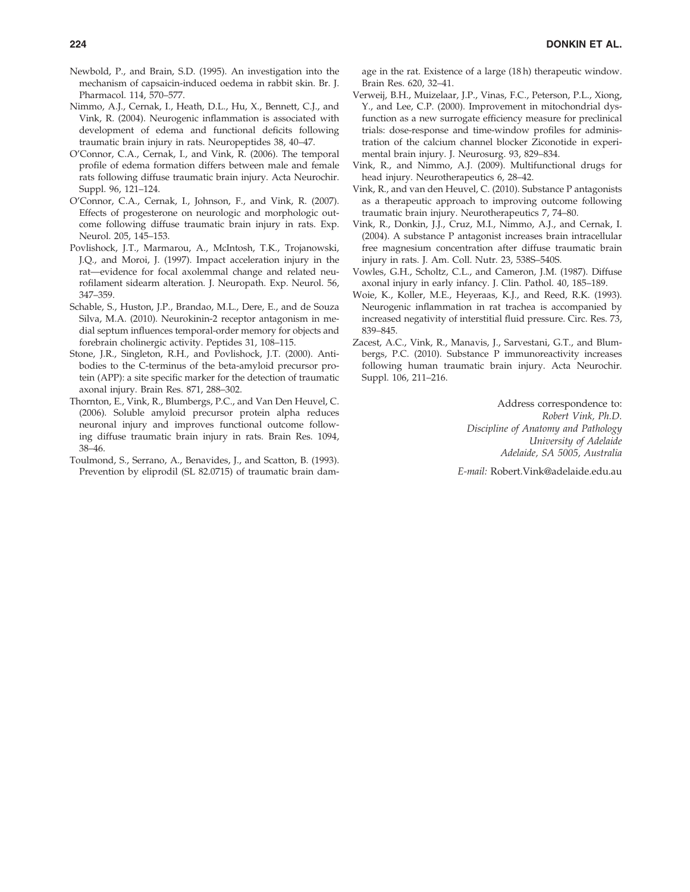Newbold, P., and Brain, S.D. (1995). An investigation into the mechanism of capsaicin-induced oedema in rabbit skin. Br. J. Pharmacol. 114, 570–577.

Nimmo, A.J., Cernak, I., Heath, D.L., Hu, X., Bennett, C.J., and Vink, R. (2004). Neurogenic inflammation is associated with development of edema and functional deficits following traumatic brain injury in rats. Neuropeptides 38, 40–47.

O'Connor, C.A., Cernak, I., and Vink, R. (2006). The temporal profile of edema formation differs between male and female rats following diffuse traumatic brain injury. Acta Neurochir. Suppl. 96, 121–124.

O'Connor, C.A., Cernak, I., Johnson, F., and Vink, R. (2007). Effects of progesterone on neurologic and morphologic outcome following diffuse traumatic brain injury in rats. Exp. Neurol. 205, 145–153.

Povlishock, J.T., Marmarou, A., McIntosh, T.K., Trojanowski, J.Q., and Moroi, J. (1997). Impact acceleration injury in the rat—evidence for focal axolemmal change and related neurofilament sidearm alteration. J. Neuropath. Exp. Neurol. 56, 347–359.

Schable, S., Huston, J.P., Brandao, M.L., Dere, E., and de Souza Silva, M.A. (2010). Neurokinin-2 receptor antagonism in medial septum influences temporal-order memory for objects and forebrain cholinergic activity. Peptides 31, 108–115.

Stone, J.R., Singleton, R.H., and Povlishock, J.T. (2000). Antibodies to the C-terminus of the beta-amyloid precursor protein (APP): a site specific marker for the detection of traumatic axonal injury. Brain Res. 871, 288–302.

Thornton, E., Vink, R., Blumbergs, P.C., and Van Den Heuvel, C. (2006). Soluble amyloid precursor protein alpha reduces neuronal injury and improves functional outcome following diffuse traumatic brain injury in rats. Brain Res. 1094, 38–46.

Toulmond, S., Serrano, A., Benavides, J., and Scatton, B. (1993). Prevention by eliprodil (SL 82.0715) of traumatic brain damage in the rat. Existence of a large (18 h) therapeutic window. Brain Res. 620, 32–41.

Verweij, B.H., Muizelaar, J.P., Vinas, F.C., Peterson, P.L., Xiong, Y., and Lee, C.P. (2000). Improvement in mitochondrial dysfunction as a new surrogate efficiency measure for preclinical trials: dose-response and time-window profiles for administration of the calcium channel blocker Ziconotide in experimental brain injury. J. Neurosurg. 93, 829–834.

Vink, R., and Nimmo, A.J. (2009). Multifunctional drugs for head injury. Neurotherapeutics 6, 28–42.

Vink, R., and van den Heuvel, C. (2010). Substance P antagonists as a therapeutic approach to improving outcome following traumatic brain injury. Neurotherapeutics 7, 74–80.

Vink, R., Donkin, J.J., Cruz, M.I., Nimmo, A.J., and Cernak, I. (2004). A substance P antagonist increases brain intracellular free magnesium concentration after diffuse traumatic brain injury in rats. J. Am. Coll. Nutr. 23, 538S–540S.

Vowles, G.H., Scholtz, C.L., and Cameron, J.M. (1987). Diffuse axonal injury in early infancy. J. Clin. Pathol. 40, 185–189.

Woie, K., Koller, M.E., Heyeraas, K.J., and Reed, R.K. (1993). Neurogenic inflammation in rat trachea is accompanied by increased negativity of interstitial fluid pressure. Circ. Res. 73, 839–845.

Zacest, A.C., Vink, R., Manavis, J., Sarvestani, G.T., and Blumbergs, P.C. (2010). Substance P immunoreactivity increases following human traumatic brain injury. Acta Neurochir. Suppl. 106, 211–216.

Address correspondence to:
*Robert Vink, Ph.D.*
*Discipline of Anatomy and Pathology*
*University of Adelaide*
*Adelaide, SA 5005, Australia*

*E-mail:* Robert.Vink@adelaide.edu.au